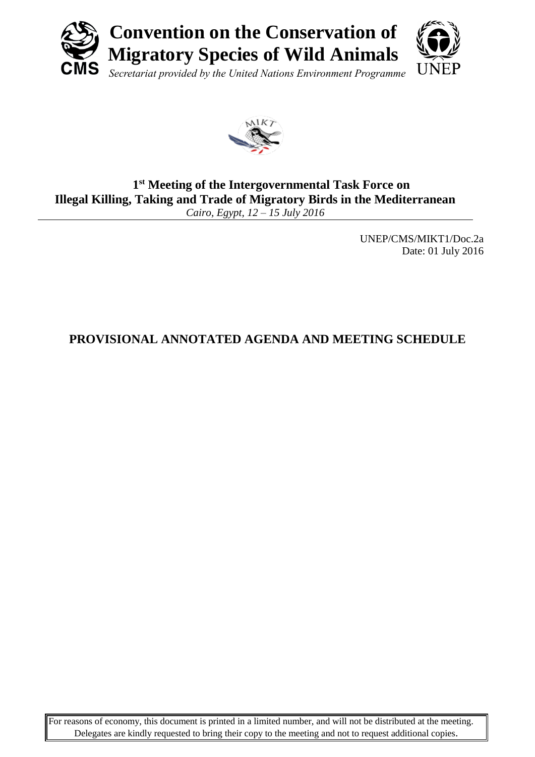# Convention on the Conservation of Migratory Species of Wild Animals

*Secretariat provided by the United Nations Environment Programme*

## 1st Meeting of the Intergovernmental Task Force on Illegal Killing, Taking and Trade of Migratory Birds in the Mediterranean

*Cairo, Egypt, 12 – 15 July 2016*

UNEP/CMS/MIKT1/Doc.2a
Date: 01 July 2016

## PROVISIONAL ANNOTATED AGENDA AND MEETING SCHEDULE

For reasons of economy, this document is printed in a limited number, and will not be distributed at the meeting. Delegates are kindly requested to bring their copy to the meeting and not to request additional copies.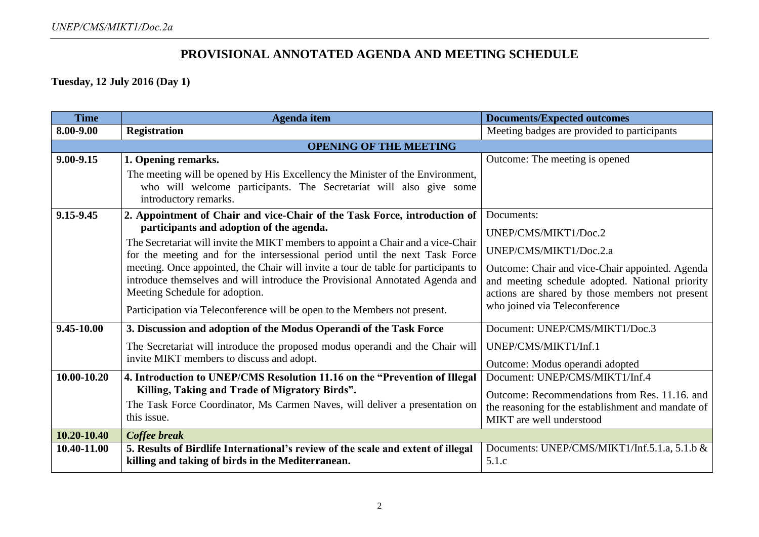# PROVISIONAL ANNOTATED AGENDA AND MEETING SCHEDULE

**Tuesday, 12 July 2016 (Day 1)**

| Time | Agenda item | Documents/Expected outcomes |
|---|---|---|
| **8.00-9.00** | **Registration** | Meeting badges are provided to participants |
| | **OPENING OF THE MEETING** | |
| **9.00-9.15** | **1. Opening remarks.**<br>The meeting will be opened by His Excellency the Minister of the Environment, who will welcome participants. The Secretariat will also give some introductory remarks. | Outcome: The meeting is opened |
| **9.15-9.45** | **2. Appointment of Chair and vice-Chair of the Task Force, introduction of participants and adoption of the agenda.**<br>The Secretariat will invite the MIKT members to appoint a Chair and a vice-Chair for the meeting and for the intersessional period until the next Task Force meeting. Once appointed, the Chair will invite a tour de table for participants to introduce themselves and will introduce the Provisional Annotated Agenda and Meeting Schedule for adoption.<br>Participation via Teleconference will be open to the Members not present. | Documents:<br>UNEP/CMS/MIKT1/Doc.2<br>UNEP/CMS/MIKT1/Doc.2.a<br>Outcome: Chair and vice-Chair appointed. Agenda and meeting schedule adopted. National priority actions are shared by those members not present who joined via Teleconference |
| **9.45-10.00** | **3. Discussion and adoption of the Modus Operandi of the Task Force**<br>The Secretariat will introduce the proposed modus operandi and the Chair will invite MIKT members to discuss and adopt. | Document: UNEP/CMS/MIKT1/Doc.3<br>UNEP/CMS/MIKT1/Inf.1<br>Outcome: Modus operandi adopted |
| **10.00-10.20** | **4. Introduction to UNEP/CMS Resolution 11.16 on the "Prevention of Illegal Killing, Taking and Trade of Migratory Birds".**<br>The Task Force Coordinator, Ms Carmen Naves, will deliver a presentation on this issue. | Document: UNEP/CMS/MIKT1/Inf.4<br>Outcome: Recommendations from Res. 11.16. and the reasoning for the establishment and mandate of MIKT are well understood |
| **10.20-10.40** | ***Coffee break*** | |
| **10.40-11.00** | **5. Results of Birdlife International's review of the scale and extent of illegal killing and taking of birds in the Mediterranean.** | Documents: UNEP/CMS/MIKT1/Inf.5.1.a, 5.1.b & 5.1.c |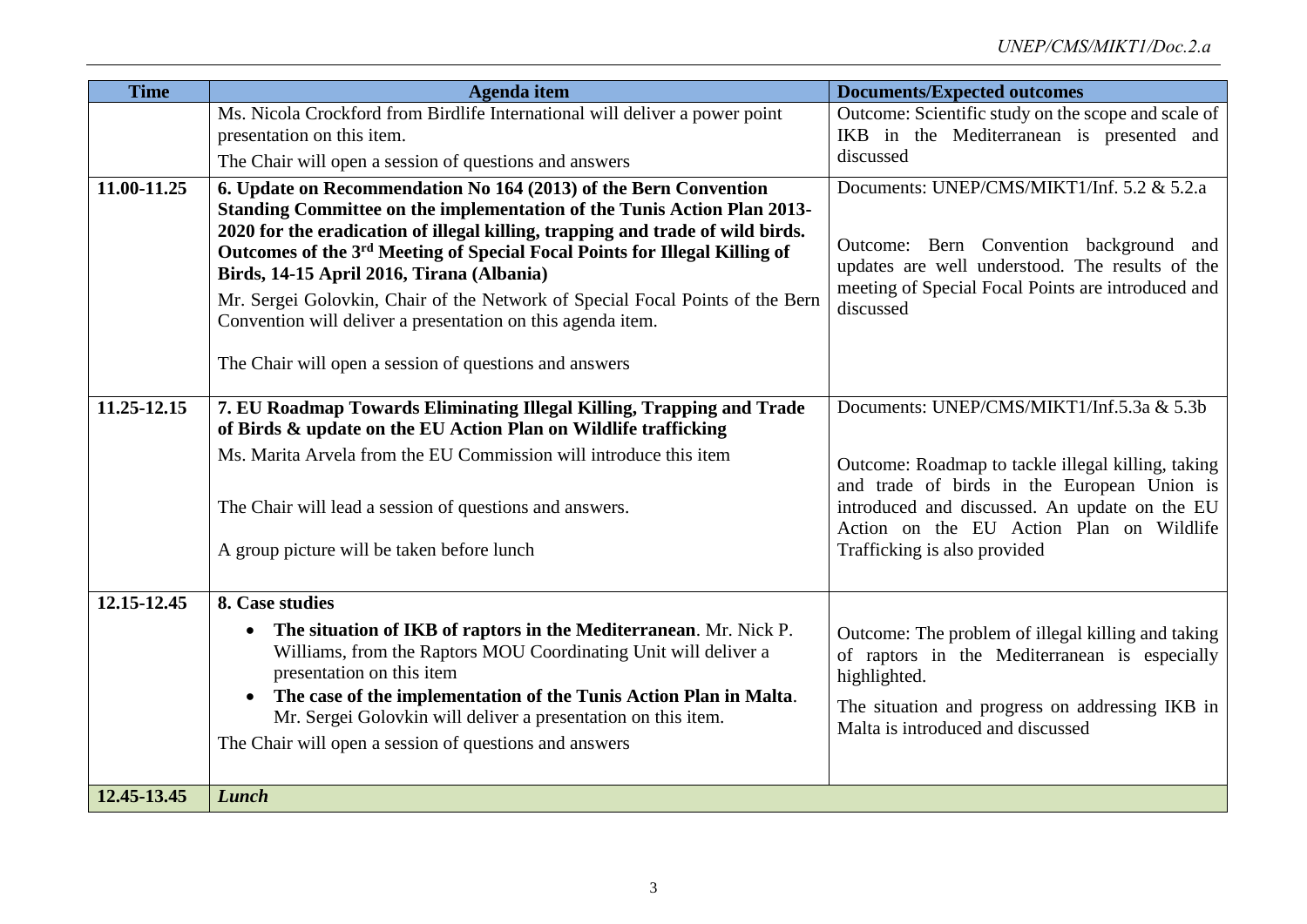| Time | Agenda item | Documents/Expected outcomes |
|---|---|---|
| | Ms. Nicola Crockford from Birdlife International will deliver a power point presentation on this item.<br>The Chair will open a session of questions and answers | Outcome: Scientific study on the scope and scale of IKB in the Mediterranean is presented and discussed |
| **11.00-11.25** | **6. Update on Recommendation No 164 (2013) of the Bern Convention Standing Committee on the implementation of the Tunis Action Plan 2013-2020 for the eradication of illegal killing, trapping and trade of wild birds. Outcomes of the 3rd Meeting of Special Focal Points for Illegal Killing of Birds, 14-15 April 2016, Tirana (Albania)**<br>Mr. Sergei Golovkin, Chair of the Network of Special Focal Points of the Bern Convention will deliver a presentation on this agenda item.<br>The Chair will open a session of questions and answers | Documents: UNEP/CMS/MIKT1/Inf. 5.2 & 5.2.a<br>Outcome: Bern Convention background and updates are well understood. The results of the meeting of Special Focal Points are introduced and discussed |
| **11.25-12.15** | **7. EU Roadmap Towards Eliminating Illegal Killing, Trapping and Trade of Birds & update on the EU Action Plan on Wildlife trafficking**<br>Ms. Marita Arvela from the EU Commission will introduce this item<br>The Chair will lead a session of questions and answers.<br>A group picture will be taken before lunch | Documents: UNEP/CMS/MIKT1/Inf.5.3a & 5.3b<br>Outcome: Roadmap to tackle illegal killing, taking and trade of birds in the European Union is introduced and discussed. An update on the EU Action on the EU Action Plan on Wildlife Trafficking is also provided |
| **12.15-12.45** | **8. Case studies**<br>• **The situation of IKB of raptors in the Mediterranean**. Mr. Nick P. Williams, from the Raptors MOU Coordinating Unit will deliver a presentation on this item<br>• **The case of the implementation of the Tunis Action Plan in Malta**. Mr. Sergei Golovkin will deliver a presentation on this item.<br>The Chair will open a session of questions and answers | Outcome: The problem of illegal killing and taking of raptors in the Mediterranean is especially highlighted.<br>The situation and progress on addressing IKB in Malta is introduced and discussed |
| **12.45-13.45** | ***Lunch*** | |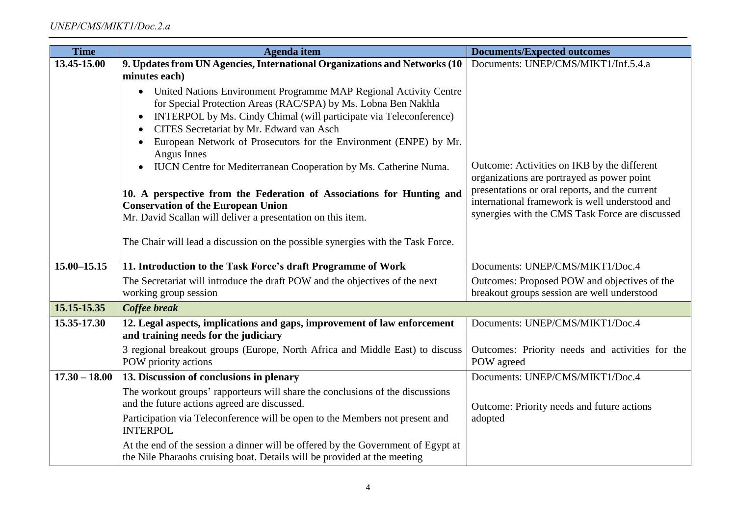| Time | Agenda item | Documents/Expected outcomes |
| --- | --- | --- |
| 13.45-15.00 | **9. Updates from UN Agencies, International Organizations and Networks (10 minutes each)**<br>• United Nations Environment Programme MAP Regional Activity Centre for Special Protection Areas (RAC/SPA) by Ms. Lobna Ben Nakhla<br>• INTERPOL by Ms. Cindy Chimal (will participate via Teleconference)<br>• CITES Secretariat by Mr. Edward van Asch<br>• European Network of Prosecutors for the Environment (ENPE) by Mr. Angus Innes<br>• IUCN Centre for Mediterranean Cooperation by Ms. Catherine Numa.<br><br>**10. A perspective from the Federation of Associations for Hunting and Conservation of the European Union**<br>Mr. David Scallan will deliver a presentation on this item.<br><br>The Chair will lead a discussion on the possible synergies with the Task Force. | Documents: UNEP/CMS/MIKT1/Inf.5.4.a<br><br>Outcome: Activities on IKB by the different organizations are portrayed as power point presentations or oral reports, and the current international framework is well understood and synergies with the CMS Task Force are discussed |
| 15.00–15.15 | **11. Introduction to the Task Force's draft Programme of Work**<br>The Secretariat will introduce the draft POW and the objectives of the next working group session | Documents: UNEP/CMS/MIKT1/Doc.4<br>Outcomes: Proposed POW and objectives of the breakout groups session are well understood |
| **15.15-15.35** | ***Coffee break*** | |
| 15.35-17.30 | **12. Legal aspects, implications and gaps, improvement of law enforcement and training needs for the judiciary**<br>3 regional breakout groups (Europe, North Africa and Middle East) to discuss POW priority actions | Documents: UNEP/CMS/MIKT1/Doc.4<br>Outcomes: Priority needs and activities for the POW agreed |
| 17.30 – 18.00 | **13. Discussion of conclusions in plenary**<br>The workout groups' rapporteurs will share the conclusions of the discussions and the future actions agreed are discussed.<br>Participation via Teleconference will be open to the Members not present and INTERPOL<br>At the end of the session a dinner will be offered by the Government of Egypt at the Nile Pharaohs cruising boat. Details will be provided at the meeting | Documents: UNEP/CMS/MIKT1/Doc.4<br><br>Outcome: Priority needs and future actions adopted |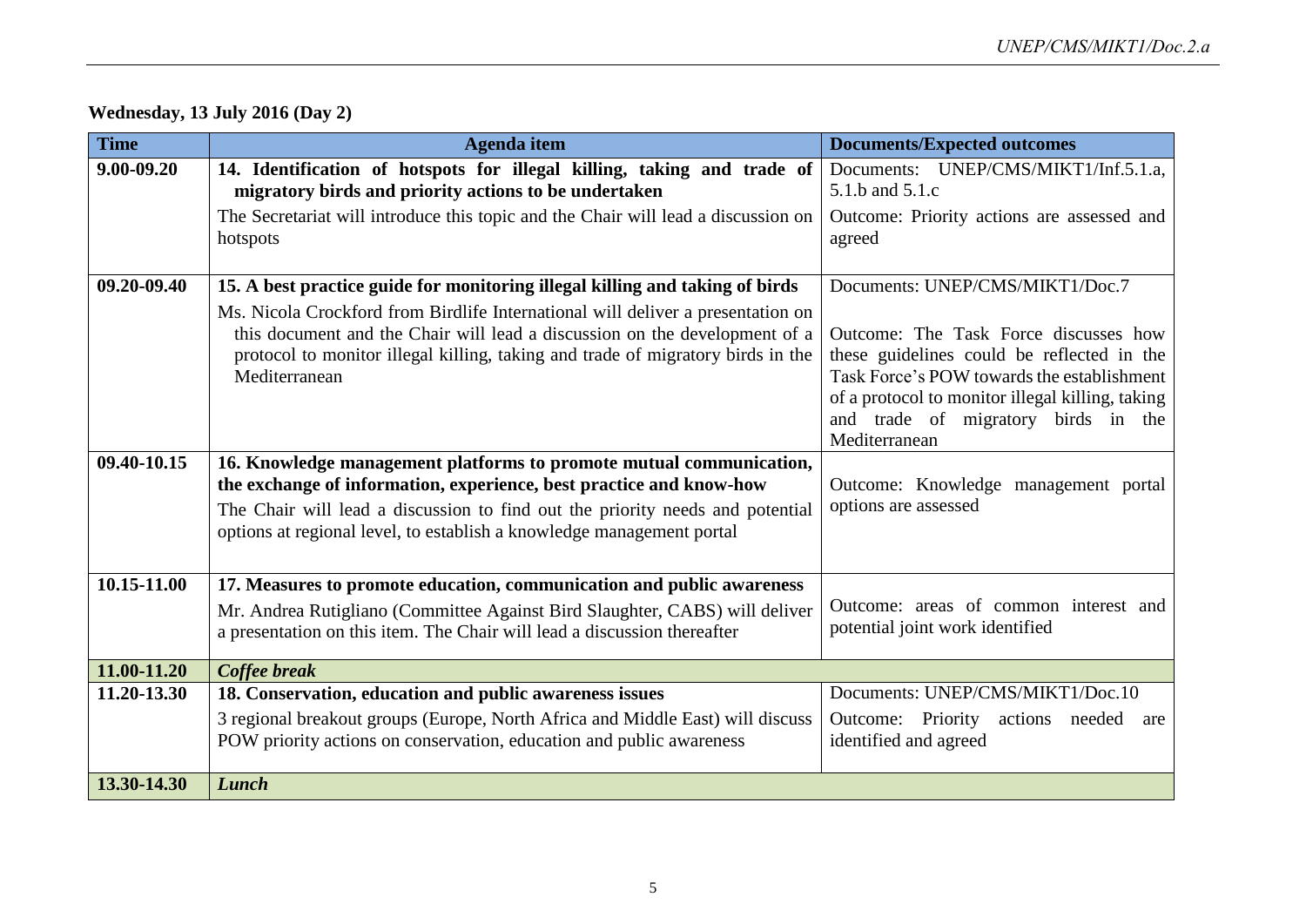**Wednesday, 13 July 2016 (Day 2)**

| Time | Agenda item | Documents/Expected outcomes |
|---|---|---|
| 9.00-09.20 | **14. Identification of hotspots for illegal killing, taking and trade of migratory birds and priority actions to be undertaken**<br>The Secretariat will introduce this topic and the Chair will lead a discussion on hotspots | Documents: UNEP/CMS/MIKT1/Inf.5.1.a, 5.1.b and 5.1.c<br>Outcome: Priority actions are assessed and agreed |
| 09.20-09.40 | **15. A best practice guide for monitoring illegal killing and taking of birds**<br>Ms. Nicola Crockford from Birdlife International will deliver a presentation on this document and the Chair will lead a discussion on the development of a protocol to monitor illegal killing, taking and trade of migratory birds in the Mediterranean | Documents: UNEP/CMS/MIKT1/Doc.7<br>Outcome: The Task Force discusses how these guidelines could be reflected in the Task Force's POW towards the establishment of a protocol to monitor illegal killing, taking and trade of migratory birds in the Mediterranean |
| 09.40-10.15 | **16. Knowledge management platforms to promote mutual communication, the exchange of information, experience, best practice and know-how**<br>The Chair will lead a discussion to find out the priority needs and potential options at regional level, to establish a knowledge management portal | Outcome: Knowledge management portal options are assessed |
| 10.15-11.00 | **17. Measures to promote education, communication and public awareness**<br>Mr. Andrea Rutigliano (Committee Against Bird Slaughter, CABS) will deliver a presentation on this item. The Chair will lead a discussion thereafter | Outcome: areas of common interest and potential joint work identified |
| **11.00-11.20** | ***Coffee break*** | |
| 11.20-13.30 | **18. Conservation, education and public awareness issues**<br>3 regional breakout groups (Europe, North Africa and Middle East) will discuss POW priority actions on conservation, education and public awareness | Documents: UNEP/CMS/MIKT1/Doc.10<br>Outcome: Priority actions needed are identified and agreed |
| **13.30-14.30** | ***Lunch*** | |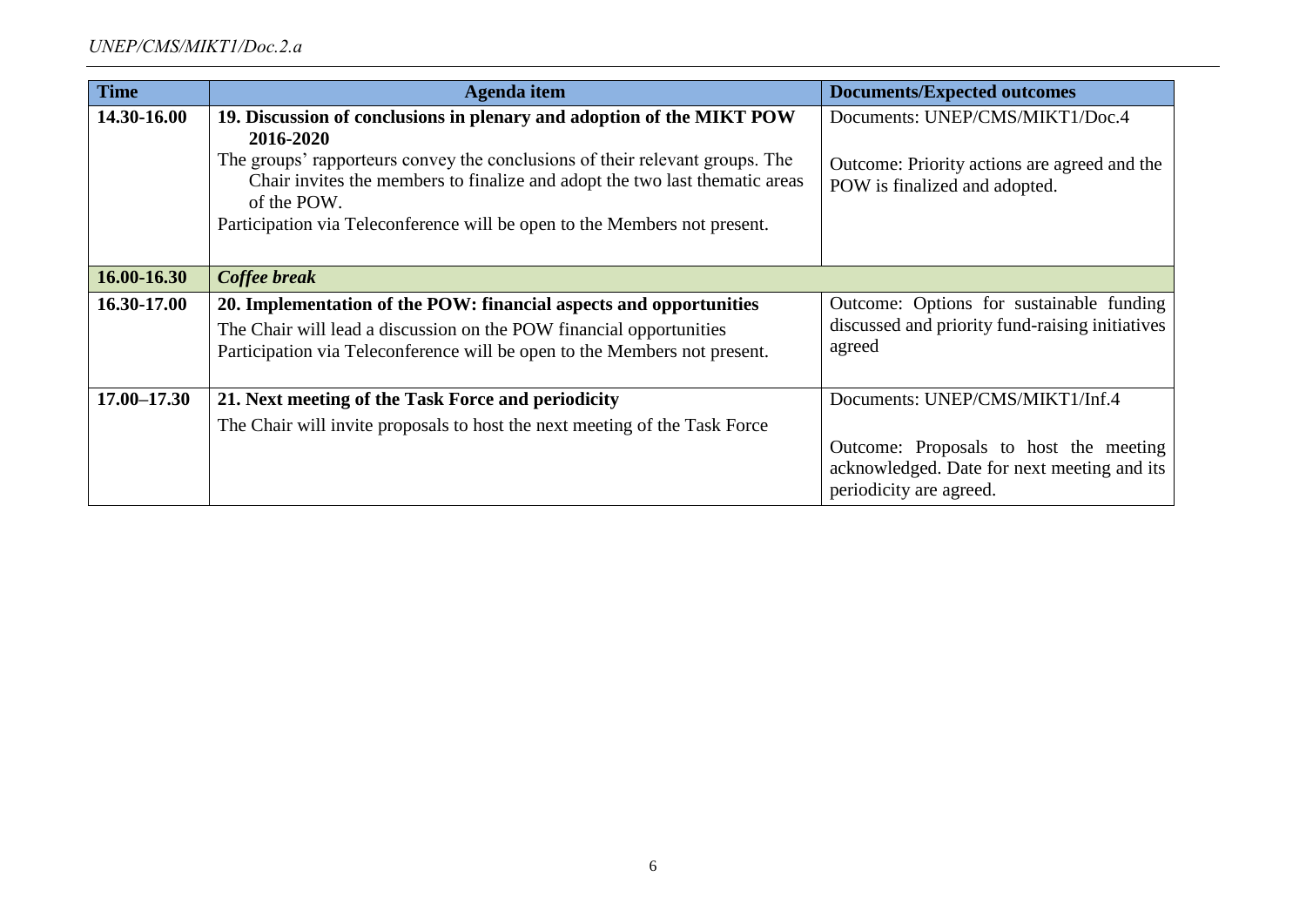| Time | Agenda item | Documents/Expected outcomes |
|---|---|---|
| **14.30-16.00** | **19. Discussion of conclusions in plenary and adoption of the MIKT POW 2016-2020**<br>The groups' rapporteurs convey the conclusions of their relevant groups. The Chair invites the members to finalize and adopt the two last thematic areas of the POW.<br>Participation via Teleconference will be open to the Members not present. | Documents: UNEP/CMS/MIKT1/Doc.4<br><br>Outcome: Priority actions are agreed and the POW is finalized and adopted. |
| **16.00-16.30** | ***Coffee break*** | |
| **16.30-17.00** | **20. Implementation of the POW: financial aspects and opportunities**<br>The Chair will lead a discussion on the POW financial opportunities<br>Participation via Teleconference will be open to the Members not present. | Outcome: Options for sustainable funding discussed and priority fund-raising initiatives agreed |
| **17.00–17.30** | **21. Next meeting of the Task Force and periodicity**<br>The Chair will invite proposals to host the next meeting of the Task Force | Documents: UNEP/CMS/MIKT1/Inf.4<br><br>Outcome: Proposals to host the meeting acknowledged. Date for next meeting and its periodicity are agreed. |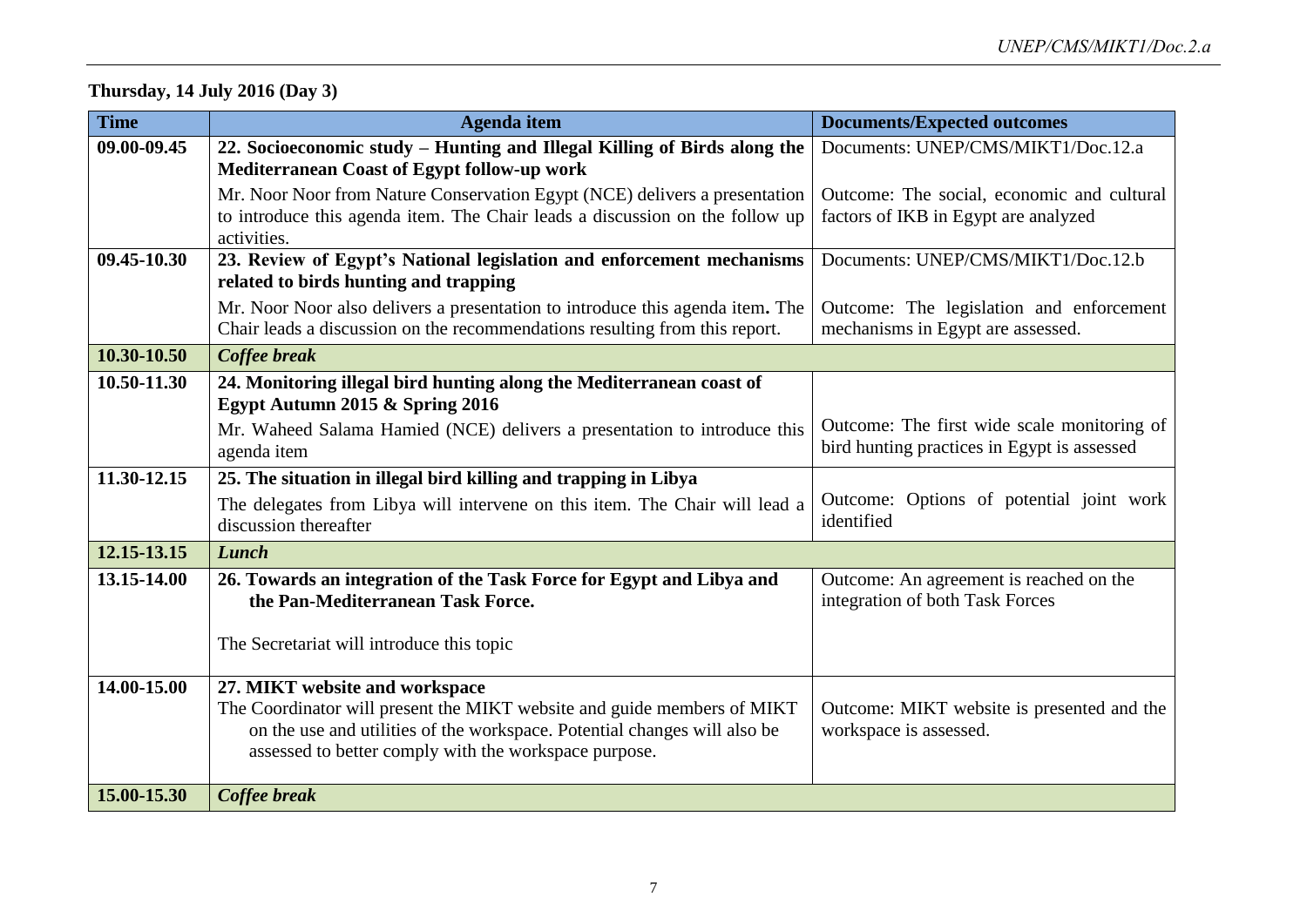**Thursday, 14 July 2016 (Day 3)**

| Time | Agenda item | Documents/Expected outcomes |
|---|---|---|
| 09.00-09.45 | **22. Socioeconomic study – Hunting and Illegal Killing of Birds along the Mediterranean Coast of Egypt follow-up work**<br>Mr. Noor Noor from Nature Conservation Egypt (NCE) delivers a presentation to introduce this agenda item. The Chair leads a discussion on the follow up activities. | Documents: UNEP/CMS/MIKT1/Doc.12.a<br>Outcome: The social, economic and cultural factors of IKB in Egypt are analyzed |
| 09.45-10.30 | **23. Review of Egypt's National legislation and enforcement mechanisms related to birds hunting and trapping**<br>Mr. Noor Noor also delivers a presentation to introduce this agenda item**.** The Chair leads a discussion on the recommendations resulting from this report. | Documents: UNEP/CMS/MIKT1/Doc.12.b<br>Outcome: The legislation and enforcement mechanisms in Egypt are assessed. |
| **10.30-10.50** | ***Coffee break*** | |
| 10.50-11.30 | **24. Monitoring illegal bird hunting along the Mediterranean coast of Egypt Autumn 2015 & Spring 2016**<br>Mr. Waheed Salama Hamied (NCE) delivers a presentation to introduce this agenda item | Outcome: The first wide scale monitoring of bird hunting practices in Egypt is assessed |
| 11.30-12.15 | **25. The situation in illegal bird killing and trapping in Libya**<br>The delegates from Libya will intervene on this item. The Chair will lead a discussion thereafter | Outcome: Options of potential joint work identified |
| **12.15-13.15** | ***Lunch*** | |
| 13.15-14.00 | **26. Towards an integration of the Task Force for Egypt and Libya and the Pan-Mediterranean Task Force.**<br>The Secretariat will introduce this topic | Outcome: An agreement is reached on the integration of both Task Forces |
| 14.00-15.00 | **27. MIKT website and workspace**<br>The Coordinator will present the MIKT website and guide members of MIKT on the use and utilities of the workspace. Potential changes will also be assessed to better comply with the workspace purpose. | Outcome: MIKT website is presented and the workspace is assessed. |
| **15.00-15.30** | ***Coffee break*** | |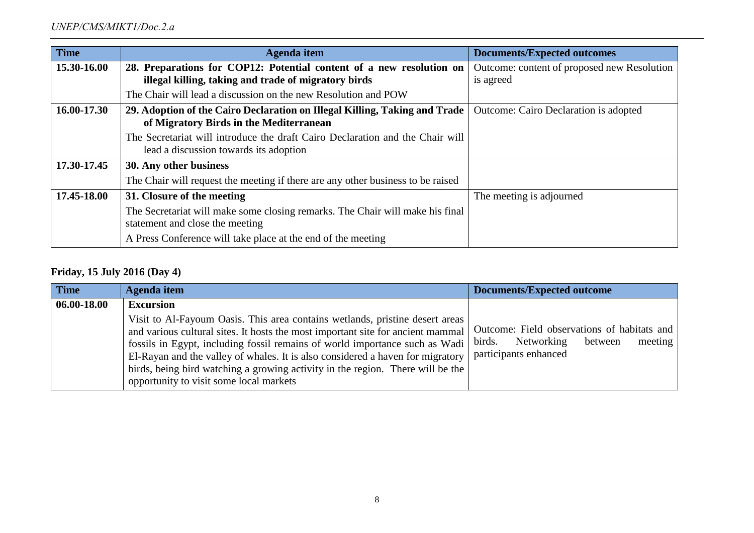| Time | Agenda item | Documents/Expected outcomes |
|---|---|---|
| **15.30-16.00** | **28. Preparations for COP12: Potential content of a new resolution on illegal killing, taking and trade of migratory birds**<br>The Chair will lead a discussion on the new Resolution and POW | Outcome: content of proposed new Resolution is agreed |
| **16.00-17.30** | **29. Adoption of the Cairo Declaration on Illegal Killing, Taking and Trade of Migratory Birds in the Mediterranean**<br>The Secretariat will introduce the draft Cairo Declaration and the Chair will lead a discussion towards its adoption | Outcome: Cairo Declaration is adopted |
| **17.30-17.45** | **30. Any other business**<br>The Chair will request the meeting if there are any other business to be raised | |
| **17.45-18.00** | **31. Closure of the meeting**<br>The Secretariat will make some closing remarks. The Chair will make his final statement and close the meeting<br>A Press Conference will take place at the end of the meeting | The meeting is adjourned |

**Friday, 15 July 2016 (Day 4)**

| Time | Agenda item | Documents/Expected outcome |
|---|---|---|
| **06.00-18.00** | **Excursion**<br>Visit to Al-Fayoum Oasis. This area contains wetlands, pristine desert areas and various cultural sites. It hosts the most important site for ancient mammal fossils in Egypt, including fossil remains of world importance such as Wadi El-Rayan and the valley of whales. It is also considered a haven for migratory birds, being bird watching a growing activity in the region. There will be the opportunity to visit some local markets | Outcome: Field observations of habitats and birds. Networking between meeting participants enhanced |